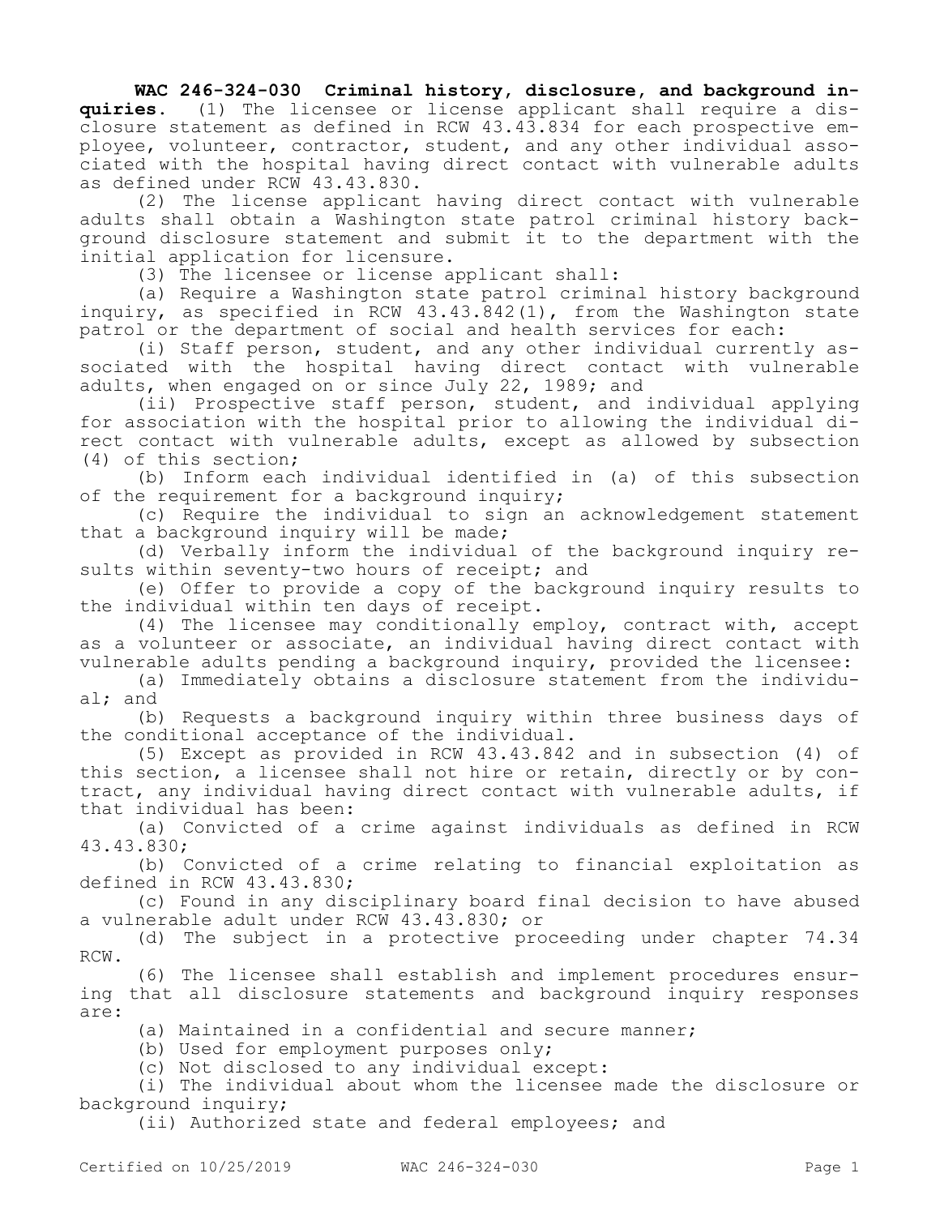**WAC 246-324-030 Criminal history, disclosure, and background inquiries.** (1) The licensee or license applicant shall require a disclosure statement as defined in RCW 43.43.834 for each prospective employee, volunteer, contractor, student, and any other individual associated with the hospital having direct contact with vulnerable adults as defined under RCW 43.43.830.

(2) The license applicant having direct contact with vulnerable adults shall obtain a Washington state patrol criminal history background disclosure statement and submit it to the department with the initial application for licensure.

(3) The licensee or license applicant shall:

(a) Require a Washington state patrol criminal history background inquiry, as specified in RCW 43.43.842(1), from the Washington state patrol or the department of social and health services for each:

(i) Staff person, student, and any other individual currently associated with the hospital having direct contact with vulnerable adults, when engaged on or since July 22, 1989; and

(ii) Prospective staff person, student, and individual applying for association with the hospital prior to allowing the individual direct contact with vulnerable adults, except as allowed by subsection (4) of this section;

(b) Inform each individual identified in (a) of this subsection of the requirement for a background inquiry;

(c) Require the individual to sign an acknowledgement statement that a background inquiry will be made;

(d) Verbally inform the individual of the background inquiry results within seventy-two hours of receipt; and

(e) Offer to provide a copy of the background inquiry results to the individual within ten days of receipt.

(4) The licensee may conditionally employ, contract with, accept as a volunteer or associate, an individual having direct contact with vulnerable adults pending a background inquiry, provided the licensee:

(a) Immediately obtains a disclosure statement from the individual; and

(b) Requests a background inquiry within three business days of the conditional acceptance of the individual.

(5) Except as provided in RCW 43.43.842 and in subsection (4) of this section, a licensee shall not hire or retain, directly or by contract, any individual having direct contact with vulnerable adults, if that individual has been:

(a) Convicted of a crime against individuals as defined in RCW 43.43.830;

(b) Convicted of a crime relating to financial exploitation as defined in RCW 43.43.830;

(c) Found in any disciplinary board final decision to have abused a vulnerable adult under RCW 43.43.830; or

(d) The subject in a protective proceeding under chapter 74.34 RCW.

(6) The licensee shall establish and implement procedures ensuring that all disclosure statements and background inquiry responses are:

(a) Maintained in a confidential and secure manner;

(b) Used for employment purposes only;

(c) Not disclosed to any individual except:

(i) The individual about whom the licensee made the disclosure or background inquiry;

(ii) Authorized state and federal employees; and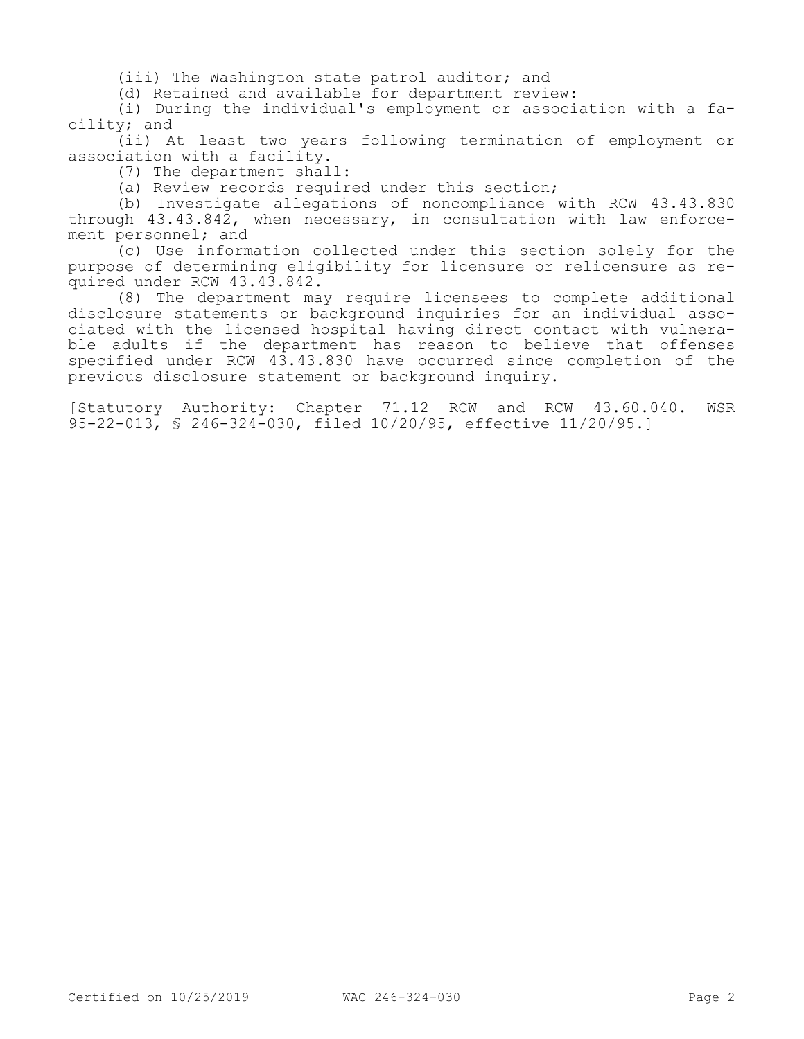(iii) The Washington state patrol auditor; and

(d) Retained and available for department review:

(i) During the individual's employment or association with a facility; and

(ii) At least two years following termination of employment or association with a facility.

(7) The department shall:

(a) Review records required under this section;

(b) Investigate allegations of noncompliance with RCW 43.43.830 through 43.43.842, when necessary, in consultation with law enforcement personnel; and

(c) Use information collected under this section solely for the purpose of determining eligibility for licensure or relicensure as required under RCW 43.43.842.

(8) The department may require licensees to complete additional disclosure statements or background inquiries for an individual associated with the licensed hospital having direct contact with vulnerable adults if the department has reason to believe that offenses specified under RCW 43.43.830 have occurred since completion of the previous disclosure statement or background inquiry.

[Statutory Authority: Chapter 71.12 RCW and RCW 43.60.040. WSR 95-22-013, § 246-324-030, filed 10/20/95, effective 11/20/95.]